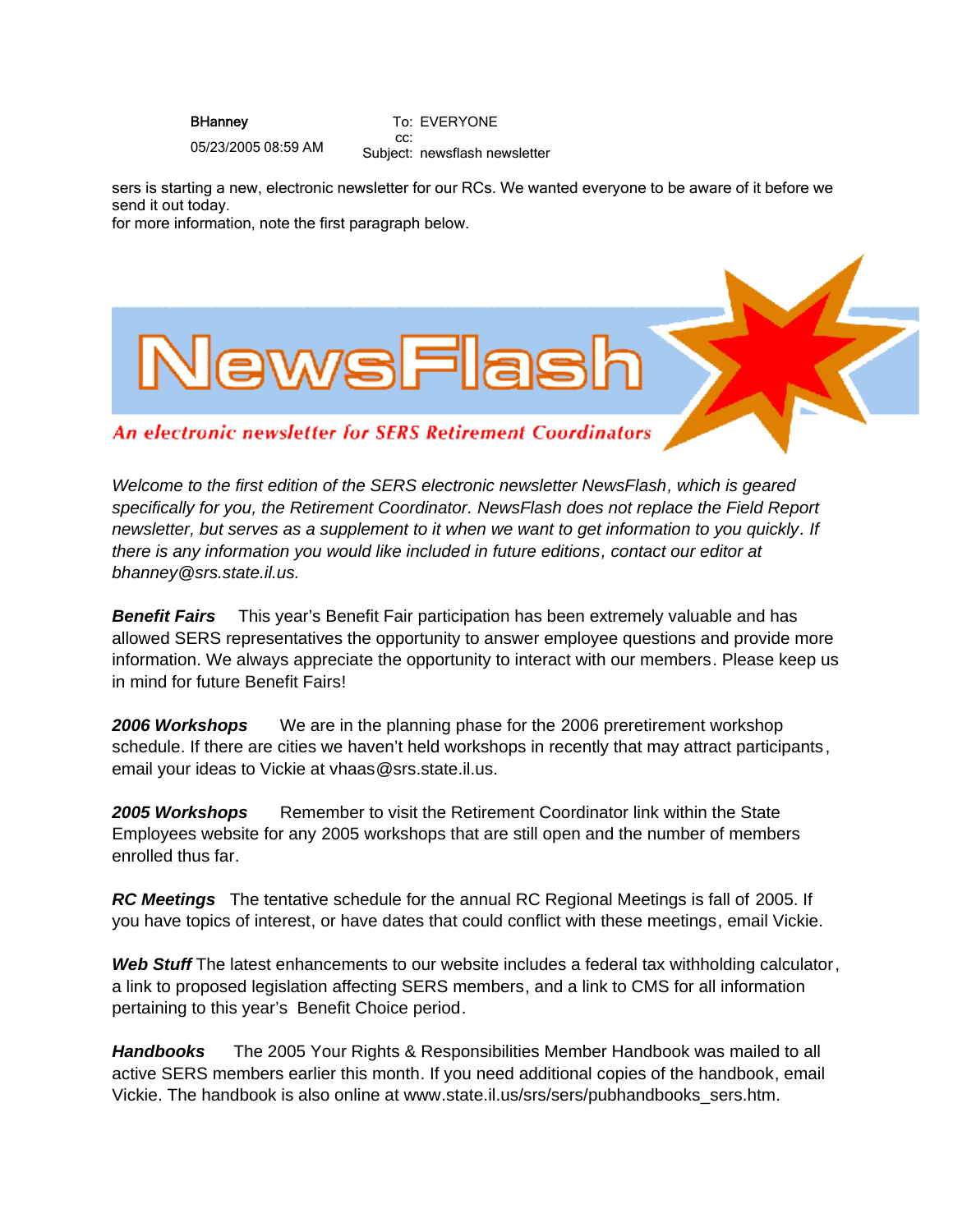BHanney
05/23/2005 08:59 AM

To: EVERYONE
cc:
Subject: newsflash newsletter

sers is starting a new, electronic newsletter for our RCs. We wanted everyone to be aware of it before we send it out today.
for more information, note the first paragraph below.

# NewsFlash

*An electronic newsletter for SERS Retirement Coordinators*

*Welcome to the first edition of the SERS electronic newsletter NewsFlash, which is geared specifically for you, the Retirement Coordinator. NewsFlash does not replace the Field Report newsletter, but serves as a supplement to it when we want to get information to you quickly. If there is any information you would like included in future editions, contact our editor at bhanney@srs.state.il.us.*

***Benefit Fairs*** This year's Benefit Fair participation has been extremely valuable and has allowed SERS representatives the opportunity to answer employee questions and provide more information. We always appreciate the opportunity to interact with our members. Please keep us in mind for future Benefit Fairs!

***2006 Workshops*** We are in the planning phase for the 2006 preretirement workshop schedule. If there are cities we haven't held workshops in recently that may attract participants, email your ideas to Vickie at vhaas@srs.state.il.us.

***2005 Workshops*** Remember to visit the Retirement Coordinator link within the State Employees website for any 2005 workshops that are still open and the number of members enrolled thus far.

***RC Meetings*** The tentative schedule for the annual RC Regional Meetings is fall of 2005. If you have topics of interest, or have dates that could conflict with these meetings, email Vickie.

***Web Stuff*** The latest enhancements to our website includes a federal tax withholding calculator, a link to proposed legislation affecting SERS members, and a link to CMS for all information pertaining to this year's Benefit Choice period.

***Handbooks*** The 2005 Your Rights & Responsibilities Member Handbook was mailed to all active SERS members earlier this month. If you need additional copies of the handbook, email Vickie. The handbook is also online at www.state.il.us/srs/sers/pubhandbooks_sers.htm.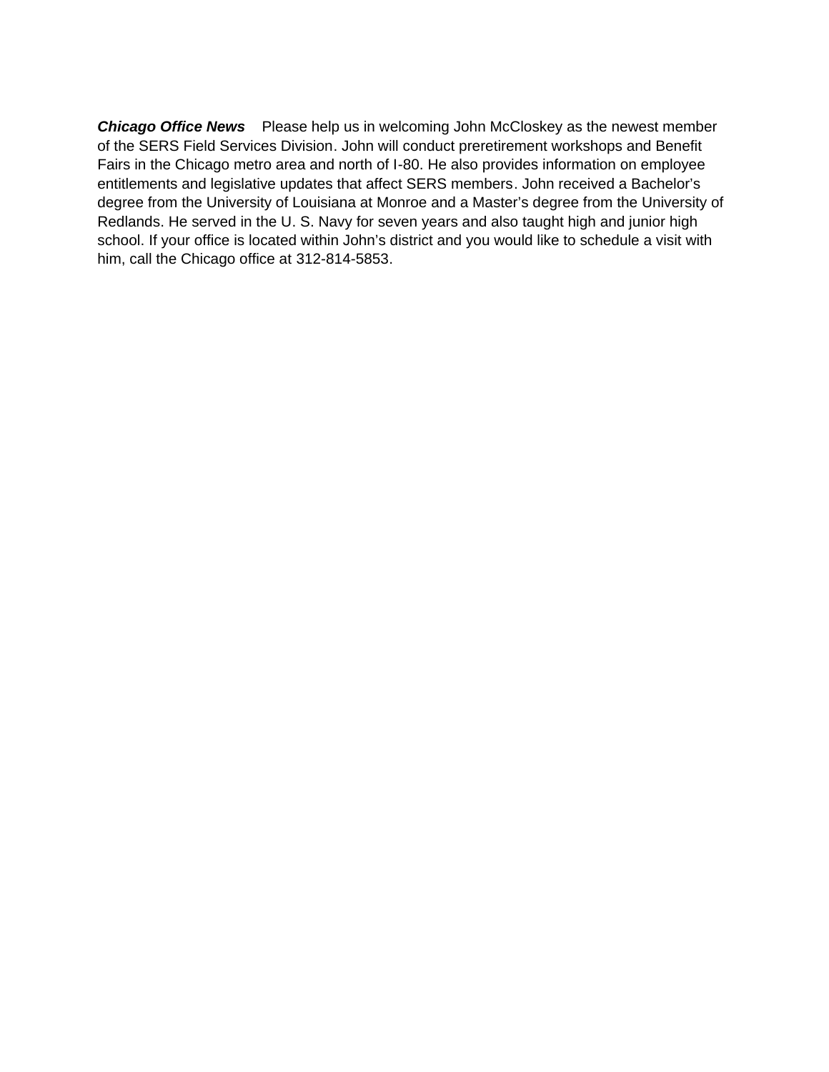***Chicago Office News*** Please help us in welcoming John McCloskey as the newest member of the SERS Field Services Division. John will conduct preretirement workshops and Benefit Fairs in the Chicago metro area and north of I-80. He also provides information on employee entitlements and legislative updates that affect SERS members. John received a Bachelor's degree from the University of Louisiana at Monroe and a Master's degree from the University of Redlands. He served in the U. S. Navy for seven years and also taught high and junior high school. If your office is located within John's district and you would like to schedule a visit with him, call the Chicago office at 312-814-5853.